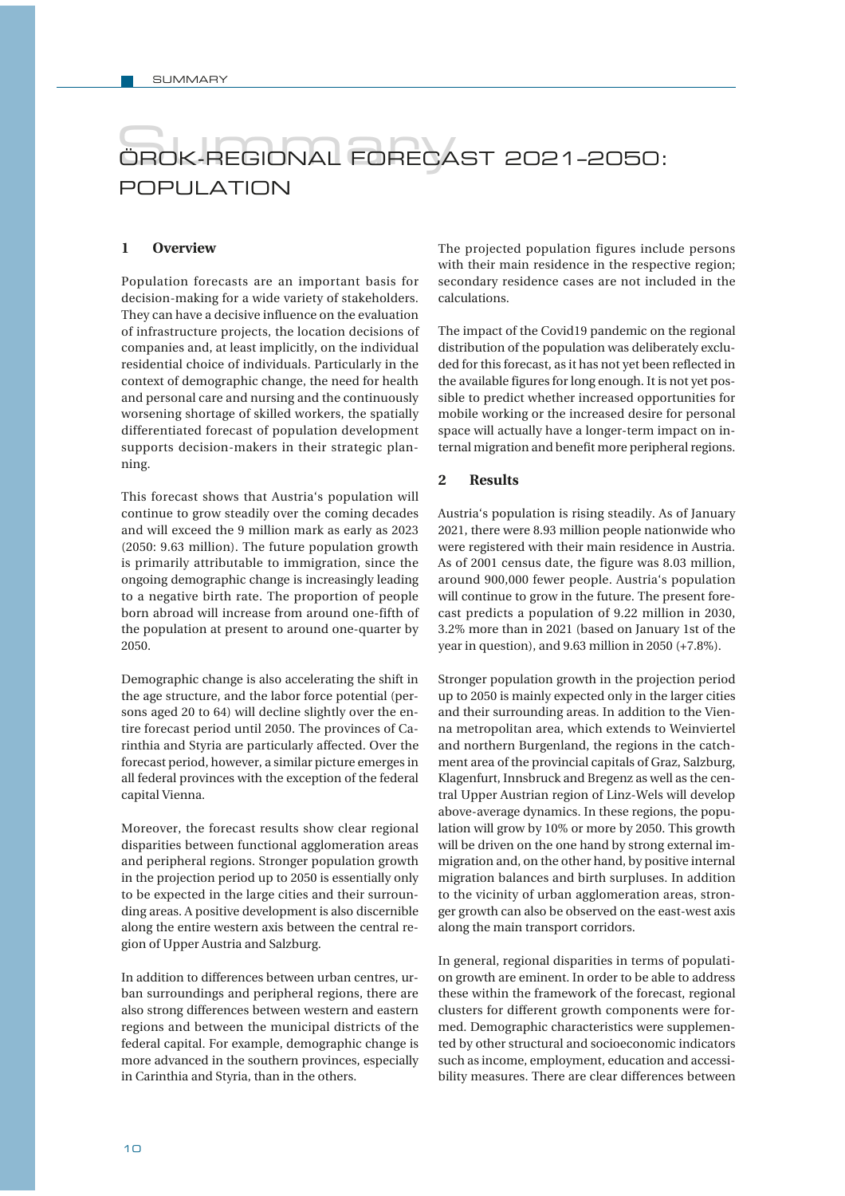# ÖROK-REGIONAL FORECAST 2021–2050: POPULATION

## 1 Overview

Population forecasts are an important basis for decision-making for a wide variety of stakeholders. They can have a decisive influence on the evaluation of infrastructure projects, the location decisions of companies and, at least implicitly, on the individual residential choice of individuals. Particularly in the context of demographic change, the need for health and personal care and nursing and the continuously worsening shortage of skilled workers, the spatially differentiated forecast of population development supports decision-makers in their strategic planning.

This forecast shows that Austria's population will continue to grow steadily over the coming decades and will exceed the 9 million mark as early as 2023 (2050: 9.63 million). The future population growth is primarily attributable to immigration, since the ongoing demographic change is increasingly leading to a negative birth rate. The proportion of people born abroad will increase from around one-fifth of the population at present to around one-quarter by 2050.

Demographic change is also accelerating the shift in the age structure, and the labor force potential (persons aged 20 to 64) will decline slightly over the entire forecast period until 2050. The provinces of Carinthia and Styria are particularly affected. Over the forecast period, however, a similar picture emerges in all federal provinces with the exception of the federal capital Vienna.

Moreover, the forecast results show clear regional disparities between functional agglomeration areas and peripheral regions. Stronger population growth in the projection period up to 2050 is essentially only to be expected in the large cities and their surrounding areas. A positive development is also discernible along the entire western axis between the central region of Upper Austria and Salzburg.

In addition to differences between urban centres, urban surroundings and peripheral regions, there are also strong differences between western and eastern regions and between the municipal districts of the federal capital. For example, demographic change is more advanced in the southern provinces, especially in Carinthia and Styria, than in the others.

The projected population figures include persons with their main residence in the respective region; secondary residence cases are not included in the calculations.

The impact of the Covid19 pandemic on the regional distribution of the population was deliberately excluded for this forecast, as it has not yet been reflected in the available figures for long enough. It is not yet possible to predict whether increased opportunities for mobile working or the increased desire for personal space will actually have a longer-term impact on internal migration and benefit more peripheral regions.

## 2 Results

Austria's population is rising steadily. As of January 2021, there were 8.93 million people nationwide who were registered with their main residence in Austria. As of 2001 census date, the figure was 8.03 million, around 900,000 fewer people. Austria's population will continue to grow in the future. The present forecast predicts a population of 9.22 million in 2030, 3.2% more than in 2021 (based on January 1st of the year in question), and 9.63 million in 2050 (+7.8%).

Stronger population growth in the projection period up to 2050 is mainly expected only in the larger cities and their surrounding areas. In addition to the Vienna metropolitan area, which extends to Weinviertel and northern Burgenland, the regions in the catchment area of the provincial capitals of Graz, Salzburg, Klagenfurt, Innsbruck and Bregenz as well as the central Upper Austrian region of Linz-Wels will develop above-average dynamics. In these regions, the population will grow by 10% or more by 2050. This growth will be driven on the one hand by strong external immigration and, on the other hand, by positive internal migration balances and birth surpluses. In addition to the vicinity of urban agglomeration areas, stronger growth can also be observed on the east-west axis along the main transport corridors.

In general, regional disparities in terms of population growth are eminent. In order to be able to address these within the framework of the forecast, regional clusters for different growth components were formed. Demographic characteristics were supplemented by other structural and socioeconomic indicators such as income, employment, education and accessibility measures. There are clear differences between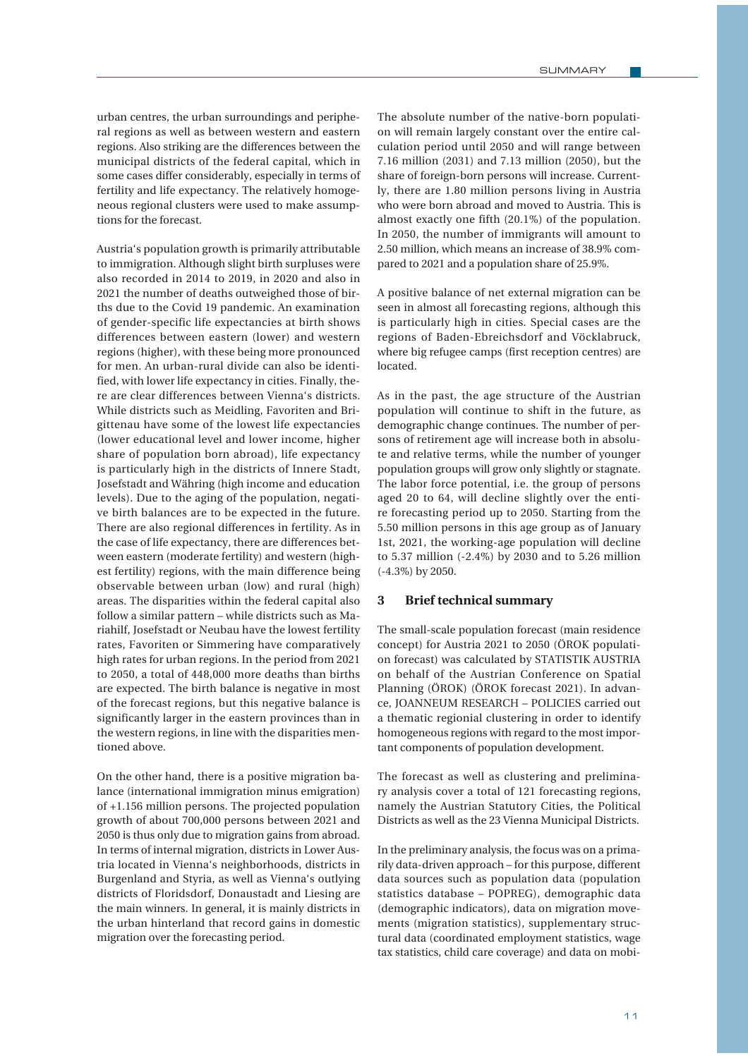urban centres, the urban surroundings and peripheral regions as well as between western and eastern regions. Also striking are the differences between the municipal districts of the federal capital, which in some cases differ considerably, especially in terms of fertility and life expectancy. The relatively homogeneous regional clusters were used to make assumptions for the forecast.

Austria's population growth is primarily attributable to immigration. Although slight birth surpluses were also recorded in 2014 to 2019, in 2020 and also in 2021 the number of deaths outweighed those of births due to the Covid 19 pandemic. An examination of gender-specific life expectancies at birth shows differences between eastern (lower) and western regions (higher), with these being more pronounced for men. An urban-rural divide can also be identified, with lower life expectancy in cities. Finally, there are clear differences between Vienna's districts. While districts such as Meidling, Favoriten and Brigittenau have some of the lowest life expectancies (lower educational level and lower income, higher share of population born abroad), life expectancy is particularly high in the districts of Innere Stadt, Josefstadt and Währing (high income and education levels). Due to the aging of the population, negative birth balances are to be expected in the future. There are also regional differences in fertility. As in the case of life expectancy, there are differences between eastern (moderate fertility) and western (highest fertility) regions, with the main difference being observable between urban (low) and rural (high) areas. The disparities within the federal capital also follow a similar pattern – while districts such as Mariahilf, Josefstadt or Neubau have the lowest fertility rates, Favoriten or Simmering have comparatively high rates for urban regions. In the period from 2021 to 2050, a total of 448,000 more deaths than births are expected. The birth balance is negative in most of the forecast regions, but this negative balance is significantly larger in the eastern provinces than in the western regions, in line with the disparities mentioned above.

On the other hand, there is a positive migration balance (international immigration minus emigration) of +1.156 million persons. The projected population growth of about 700,000 persons between 2021 and 2050 is thus only due to migration gains from abroad. In terms of internal migration, districts in Lower Austria located in Vienna's neighborhoods, districts in Burgenland and Styria, as well as Vienna's outlying districts of Floridsdorf, Donaustadt and Liesing are the main winners. In general, it is mainly districts in the urban hinterland that record gains in domestic migration over the forecasting period.

The absolute number of the native-born population will remain largely constant over the entire calculation period until 2050 and will range between 7.16 million (2031) and 7.13 million (2050), but the share of foreign-born persons will increase. Currently, there are 1.80 million persons living in Austria who were born abroad and moved to Austria. This is almost exactly one fifth (20.1%) of the population. In 2050, the number of immigrants will amount to 2.50 million, which means an increase of 38.9% compared to 2021 and a population share of 25.9%.

A positive balance of net external migration can be seen in almost all forecasting regions, although this is particularly high in cities. Special cases are the regions of Baden-Ebreichsdorf and Vöcklabruck, where big refugee camps (first reception centres) are located.

As in the past, the age structure of the Austrian population will continue to shift in the future, as demographic change continues. The number of persons of retirement age will increase both in absolute and relative terms, while the number of younger population groups will grow only slightly or stagnate. The labor force potential, i.e. the group of persons aged 20 to 64, will decline slightly over the entire forecasting period up to 2050. Starting from the 5.50 million persons in this age group as of January 1st, 2021, the working-age population will decline to 5.37 million (-2.4%) by 2030 and to 5.26 million (-4.3%) by 2050.

## 3 Brief technical summary

The small-scale population forecast (main residence concept) for Austria 2021 to 2050 (ÖROK population forecast) was calculated by STATISTIK AUSTRIA on behalf of the Austrian Conference on Spatial Planning (ÖROK) (ÖROK forecast 2021). In advance, JOANNEUM RESEARCH – POLICIES carried out a thematic regionial clustering in order to identify homogeneous regions with regard to the most important components of population development.

The forecast as well as clustering and preliminary analysis cover a total of 121 forecasting regions, namely the Austrian Statutory Cities, the Political Districts as well as the 23 Vienna Municipal Districts.

In the preliminary analysis, the focus was on a primarily data-driven approach – for this purpose, different data sources such as population data (population statistics database – POPREG), demographic data (demographic indicators), data on migration movements (migration statistics), supplementary structural data (coordinated employment statistics, wage tax statistics, child care coverage) and data on mobi-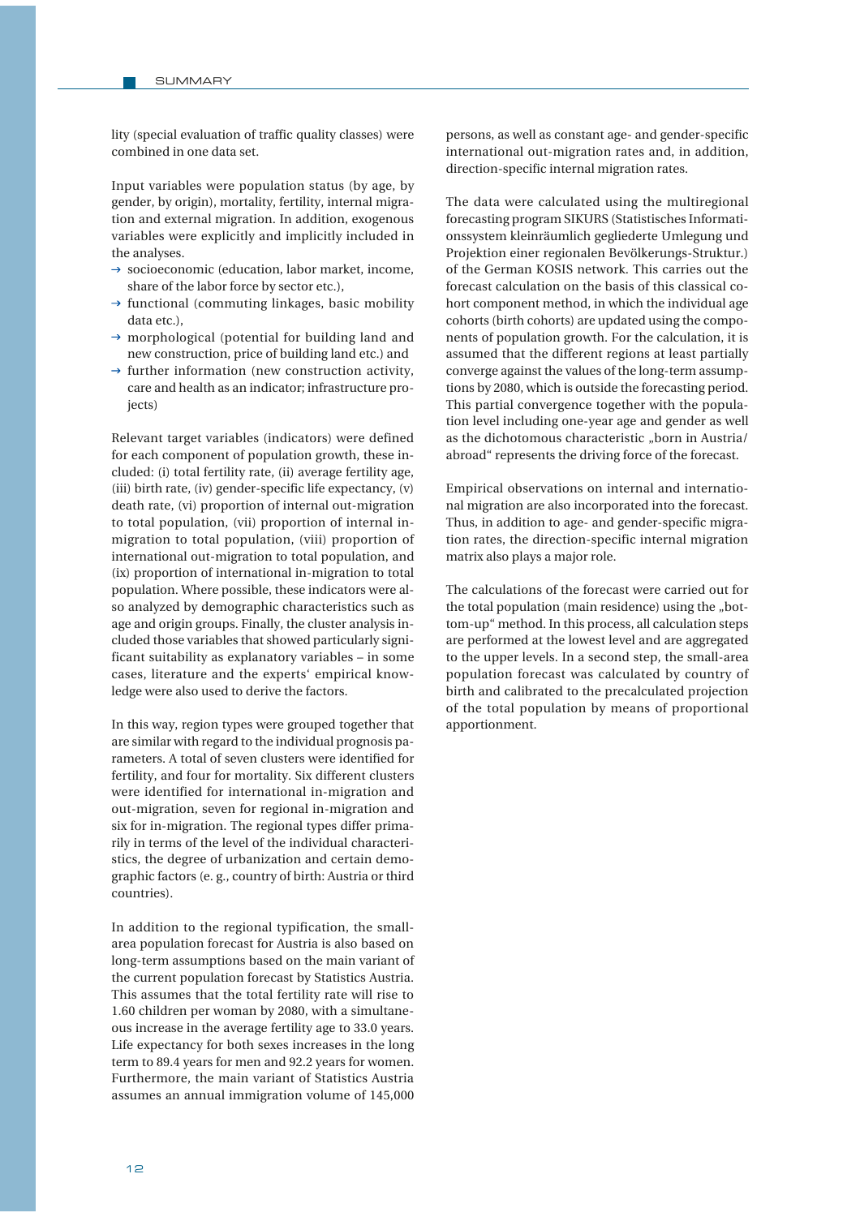lity (special evaluation of traffic quality classes) were combined in one data set.

Input variables were population status (by age, by gender, by origin), mortality, fertility, internal migration and external migration. In addition, exogenous variables were explicitly and implicitly included in the analyses.

- → socioeconomic (education, labor market, income, share of the labor force by sector etc.),
- → functional (commuting linkages, basic mobility data etc.),
- → morphological (potential for building land and new construction, price of building land etc.) and
- → further information (new construction activity, care and health as an indicator; infrastructure projects)

Relevant target variables (indicators) were defined for each component of population growth, these included: (i) total fertility rate, (ii) average fertility age, (iii) birth rate, (iv) gender-specific life expectancy, (v) death rate, (vi) proportion of internal out-migration to total population, (vii) proportion of internal in-migration to total population, (viii) proportion of international out-migration to total population, and (ix) proportion of international in-migration to total population. Where possible, these indicators were also analyzed by demographic characteristics such as age and origin groups. Finally, the cluster analysis included those variables that showed particularly significant suitability as explanatory variables – in some cases, literature and the experts' empirical knowledge were also used to derive the factors.

In this way, region types were grouped together that are similar with regard to the individual prognosis parameters. A total of seven clusters were identified for fertility, and four for mortality. Six different clusters were identified for international in-migration and out-migration, seven for regional in-migration and six for in-migration. The regional types differ primarily in terms of the level of the individual characteristics, the degree of urbanization and certain demographic factors (e. g., country of birth: Austria or third countries).

In addition to the regional typification, the small-area population forecast for Austria is also based on long-term assumptions based on the main variant of the current population forecast by Statistics Austria. This assumes that the total fertility rate will rise to 1.60 children per woman by 2080, with a simultaneous increase in the average fertility age to 33.0 years. Life expectancy for both sexes increases in the long term to 89.4 years for men and 92.2 years for women. Furthermore, the main variant of Statistics Austria assumes an annual immigration volume of 145,000 persons, as well as constant age- and gender-specific international out-migration rates and, in addition, direction-specific internal migration rates.

The data were calculated using the multiregional forecasting program SIKURS (Statistisches Informationssystem kleinräumlich gegliederte Umlegung und Projektion einer regionalen Bevölkerungs-Struktur.) of the German KOSIS network. This carries out the forecast calculation on the basis of this classical cohort component method, in which the individual age cohorts (birth cohorts) are updated using the components of population growth. For the calculation, it is assumed that the different regions at least partially converge against the values of the long-term assumptions by 2080, which is outside the forecasting period. This partial convergence together with the population level including one-year age and gender as well as the dichotomous characteristic „born in Austria/abroad" represents the driving force of the forecast.

Empirical observations on internal and international migration are also incorporated into the forecast. Thus, in addition to age- and gender-specific migration rates, the direction-specific internal migration matrix also plays a major role.

The calculations of the forecast were carried out for the total population (main residence) using the „bottom-up" method. In this process, all calculation steps are performed at the lowest level and are aggregated to the upper levels. In a second step, the small-area population forecast was calculated by country of birth and calibrated to the precalculated projection of the total population by means of proportional apportionment.